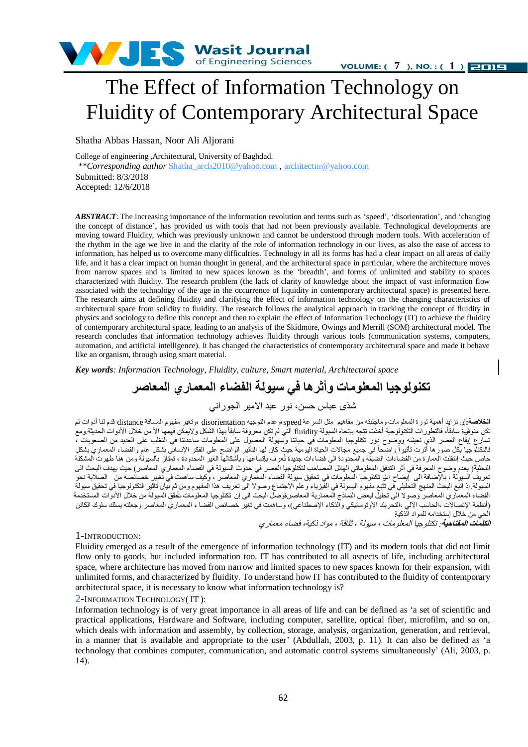# The Effect of Information Technology on Fluidity of Contemporary Architectural Space

Shatha Abbas Hassan, Noor Ali Aljorani

College of engineering ,Architectural, University of Baghdad.
***Corresponding author* Shatha_arch2010@yahoo.com , architectnr@yahoo.com
Submitted: 8/3/2018
Accepted: 12/6/2018

***ABSTRACT***: The increasing importance of the information revolution and terms such as 'speed', 'disorientation', and 'changing the concept of distance', has provided us with tools that had not been previously available. Technological developments are moving toward Fluidity, which was previously unknown and cannot be understood through modern tools. With acceleration of the rhythm in the age we live in and the clarity of the role of information technology in our lives, as also the ease of access to information, has helped us to overcome many difficulties. Technology in all its forms has had a clear impact on all areas of daily life, and it has a clear impact on human thought in general, and the architectural space in particular, where the architecture moves from narrow spaces and is limited to new spaces known as the 'breadth', and forms of unlimited and stability to spaces characterized with fluidity. The research problem (the lack of clarity of knowledge about the impact of vast information flow associated with the technology of the age in the occurrence of liquidity in contemporary architectural space) is presented here. The research aims at defining fluidity and clarifying the effect of information technology on the changing characteristics of architectural space from solidity to fluidity. The research follows the analytical approach in tracking the concept of fluidity in physics and sociology to define this concept and then to explain the effect of Information Technology (IT) to achieve the fluidity of contemporary architectural space, leading to an analysis of the Skidmore, Owings and Merrill (SOM) architectural model. The research concludes that information technology achieves fluidity through various tools (communication systems, computers, automation, and artificial intelligence). It has changed the characteristics of contemporary architectural space and made it behave like an organism, through using smart material.

***Key words***: *Information Technology, Fluidity, culture, Smart material, Architectural space*

# تكنولوجيا المعلومات وأثرها في سيولة الفضاء المعماري المعاصر

شذى عباس حسن، نور عبد الامير الجوراني

**الخلاصة:** إن تزايد أهمية ثورة المعلومات وماجلبته من مفاهيم مثل السرعة speed ،وعدم التوجيه disorientation ،وتغير مفهوم المسافة distance قدم لنا أدوات لم تكن متوفرة سابقاً، فالتطورات التكنولوجية أخذت تتجه بإتجاه السيولة fluidity التي لم تكن معروفة سابقاً بهذا الشكل ولايمكن فهمها ألا من خلال الأدوات الحديثة.ومع تسارع إيقاع العصر الذي نعيشه ووضوح دور تكنولوجيا المعلومات في حياتنا وسهولة الحصول على المعلومات ساعدتنا في التغلب على العديد من الصعوبات ، فالتكنلوجيا بكل صورها أثرت تأثيراً واضحاً في جميع مجالات الحياة اليومية حيث كان لها التأثير الواضح على الفكر الإنساني بشكل عام والفضاء المعماري بشكل خاص حيث إنتقلت العمارة من الفضاءات الضيقة والمحدودة الى فضاءات جديدة تُعرف بإتساعها وبأشكالها الغير المحدودة ، تمتاز بالسيولة ومن هنا ظهرت المشكلة البحثية( بعدم وضوح المعرفة في أثر التدفق المعلوماتي الهائل المصاحب لتكنولوجيا العصر في حدوث السيولة في الفضاء المعماري المعاصر) حيث يهدف البحث الى تعريف السيولة ، بالإضافة الى إيضاح أثر تكنولوجيا المعلومات في تحقيق سيولة الفضاء المعماري المعاصر ، وكيف ساهمت في تغيير خصائصه من الصلابة نحو السيولة.إذ اتبع البحث المنهج التحليلي في تتبع مفهوم السيولة في الفيزياء وعلم الاجتماع وصولا الى تعريف هذا المفهوم ومن ثم بيان تأثير التكنولوجيا في تحقيق سيولة الفضاء المعماري المعاصر وصولا الى تحليل لبعض النماذج المعمارية المعاصرةوصل البحث الى إن تكنولوجيا المعلومات تُحقق السيولة من خلال الأدوات المستخدمة (أنظمة الإتصالات ،الحاسب الألي ،التحريك الأوتوماتيكي والذكاء الإصطناعي)، وساهمت في تغير خصائص الفضاء المعماري المعاصر وجعلته يسلك سلوك الكائن الحي من خلال إستخدامه للمواد الذكية

***الكلمات المفتاحية:*** *تكنولوجيا المعلومات ، سيولة ، ثقافة ، مواد ذكية، فضاء معماري*

## 1-INTRODUCTION:

Fluidity emerged as a result of the emergence of information technology (IT) and its modern tools that did not limit flow only to goods, but included information too. IT has contributed to all aspects of life, including architectural space, where architecture has moved from narrow and limited spaces to new spaces known for their expansion, with unlimited forms, and characterized by fluidity. To understand how IT has contributed to the fluidity of contemporary architectural space, it is necessary to know what information technology is?

## 2-INFORMATION TECHNOLOGY( IT ):

Information technology is of very great importance in all areas of life and can be defined as 'a set of scientific and practical applications, Hardware and Software, including computer, satellite, optical fiber, microfilm, and so on, which deals with information and assembly, by collection, storage, analysis, organization, generation, and retrieval, in a manner that is available and appropriate to the user' (Abdullah, 2003, p. 11). It can also be defined as 'a technology that combines computer, communication, and automatic control systems simultaneously' (Ali, 2003, p. 14).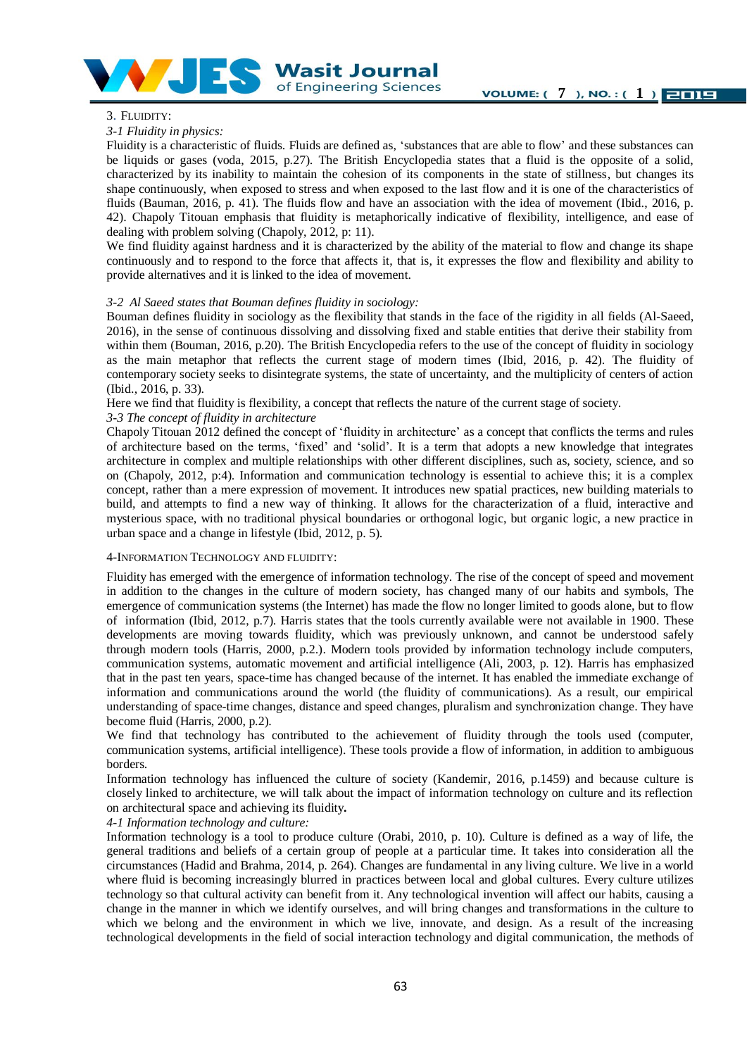## 3. Fluidity:

### *3-1 Fluidity in physics:*

Fluidity is a characteristic of fluids. Fluids are defined as, 'substances that are able to flow' and these substances can be liquids or gases (voda, 2015, p.27). The British Encyclopedia states that a fluid is the opposite of a solid, characterized by its inability to maintain the cohesion of its components in the state of stillness, but changes its shape continuously, when exposed to stress and when exposed to the last flow and it is one of the characteristics of fluids (Bauman, 2016, p. 41). The fluids flow and have an association with the idea of movement (Ibid., 2016, p. 42). Chapoly Titouan emphasis that fluidity is metaphorically indicative of flexibility, intelligence, and ease of dealing with problem solving (Chapoly, 2012, p: 11).

We find fluidity against hardness and it is characterized by the ability of the material to flow and change its shape continuously and to respond to the force that affects it, that is, it expresses the flow and flexibility and ability to provide alternatives and it is linked to the idea of movement.

### *3-2 Al Saeed states that Bouman defines fluidity in sociology:*

Bouman defines fluidity in sociology as the flexibility that stands in the face of the rigidity in all fields (Al-Saeed, 2016), in the sense of continuous dissolving and dissolving fixed and stable entities that derive their stability from within them (Bouman, 2016, p.20). The British Encyclopedia refers to the use of the concept of fluidity in sociology as the main metaphor that reflects the current stage of modern times (Ibid, 2016, p. 42). The fluidity of contemporary society seeks to disintegrate systems, the state of uncertainty, and the multiplicity of centers of action (Ibid., 2016, p. 33).

Here we find that fluidity is flexibility, a concept that reflects the nature of the current stage of society.

### *3-3 The concept of fluidity in architecture*

Chapoly Titouan 2012 defined the concept of 'fluidity in architecture' as a concept that conflicts the terms and rules of architecture based on the terms, 'fixed' and 'solid'. It is a term that adopts a new knowledge that integrates architecture in complex and multiple relationships with other different disciplines, such as, society, science, and so on (Chapoly, 2012, p:4). Information and communication technology is essential to achieve this; it is a complex concept, rather than a mere expression of movement. It introduces new spatial practices, new building materials to build, and attempts to find a new way of thinking. It allows for the characterization of a fluid, interactive and mysterious space, with no traditional physical boundaries or orthogonal logic, but organic logic, a new practice in urban space and a change in lifestyle (Ibid, 2012, p. 5).

## 4-Information Technology and Fluidity:

Fluidity has emerged with the emergence of information technology. The rise of the concept of speed and movement in addition to the changes in the culture of modern society, has changed many of our habits and symbols, The emergence of communication systems (the Internet) has made the flow no longer limited to goods alone, but to flow of information (Ibid, 2012, p.7). Harris states that the tools currently available were not available in 1900. These developments are moving towards fluidity, which was previously unknown, and cannot be understood safely through modern tools (Harris, 2000, p.2.). Modern tools provided by information technology include computers, communication systems, automatic movement and artificial intelligence (Ali, 2003, p. 12). Harris has emphasized that in the past ten years, space-time has changed because of the internet. It has enabled the immediate exchange of information and communications around the world (the fluidity of communications). As a result, our empirical understanding of space-time changes, distance and speed changes, pluralism and synchronization change. They have become fluid (Harris, 2000, p.2).

We find that technology has contributed to the achievement of fluidity through the tools used (computer, communication systems, artificial intelligence). These tools provide a flow of information, in addition to ambiguous borders.

Information technology has influenced the culture of society (Kandemir, 2016, p.1459) and because culture is closely linked to architecture, we will talk about the impact of information technology on culture and its reflection on architectural space and achieving its fluidity**.**

### *4-1 Information technology and culture:*

Information technology is a tool to produce culture (Orabi, 2010, p. 10). Culture is defined as a way of life, the general traditions and beliefs of a certain group of people at a particular time. It takes into consideration all the circumstances (Hadid and Brahma, 2014, p. 264). Changes are fundamental in any living culture. We live in a world where fluid is becoming increasingly blurred in practices between local and global cultures. Every culture utilizes technology so that cultural activity can benefit from it. Any technological invention will affect our habits, causing a change in the manner in which we identify ourselves, and will bring changes and transformations in the culture to which we belong and the environment in which we live, innovate, and design. As a result of the increasing technological developments in the field of social interaction technology and digital communication, the methods of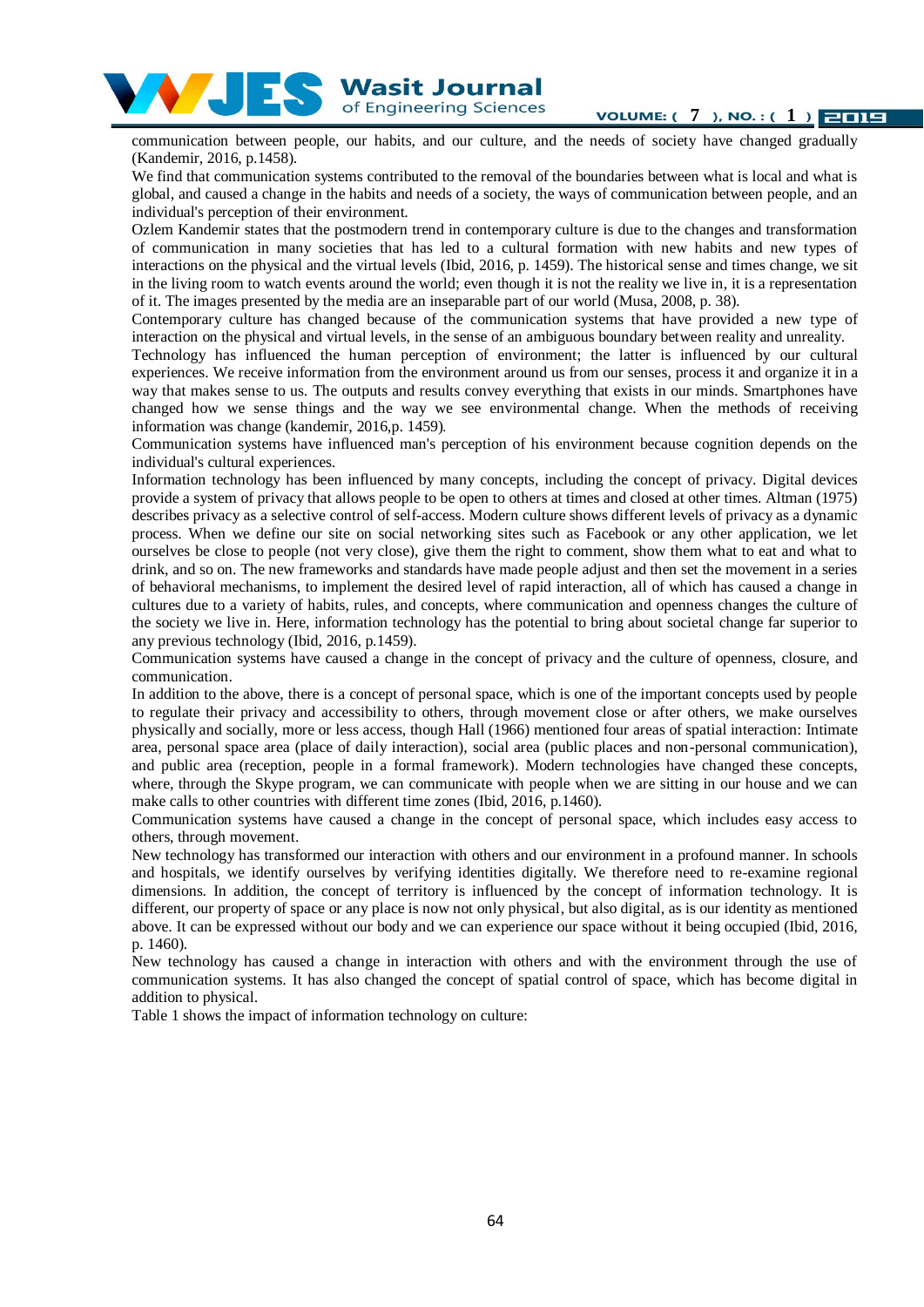communication between people, our habits, and our culture, and the needs of society have changed gradually (Kandemir, 2016, p.1458).

We find that communication systems contributed to the removal of the boundaries between what is local and what is global, and caused a change in the habits and needs of a society, the ways of communication between people, and an individual's perception of their environment.

Ozlem Kandemir states that the postmodern trend in contemporary culture is due to the changes and transformation of communication in many societies that has led to a cultural formation with new habits and new types of interactions on the physical and the virtual levels (Ibid, 2016, p. 1459). The historical sense and times change, we sit in the living room to watch events around the world; even though it is not the reality we live in, it is a representation of it. The images presented by the media are an inseparable part of our world (Musa, 2008, p. 38).

Contemporary culture has changed because of the communication systems that have provided a new type of interaction on the physical and virtual levels, in the sense of an ambiguous boundary between reality and unreality.

Technology has influenced the human perception of environment; the latter is influenced by our cultural experiences. We receive information from the environment around us from our senses, process it and organize it in a way that makes sense to us. The outputs and results convey everything that exists in our minds. Smartphones have changed how we sense things and the way we see environmental change. When the methods of receiving information was change (kandemir, 2016,p. 1459).

Communication systems have influenced man's perception of his environment because cognition depends on the individual's cultural experiences.

Information technology has been influenced by many concepts, including the concept of privacy. Digital devices provide a system of privacy that allows people to be open to others at times and closed at other times. Altman (1975) describes privacy as a selective control of self-access. Modern culture shows different levels of privacy as a dynamic process. When we define our site on social networking sites such as Facebook or any other application, we let ourselves be close to people (not very close), give them the right to comment, show them what to eat and what to drink, and so on. The new frameworks and standards have made people adjust and then set the movement in a series of behavioral mechanisms, to implement the desired level of rapid interaction, all of which has caused a change in cultures due to a variety of habits, rules, and concepts, where communication and openness changes the culture of the society we live in. Here, information technology has the potential to bring about societal change far superior to any previous technology (Ibid, 2016, p.1459).

Communication systems have caused a change in the concept of privacy and the culture of openness, closure, and communication.

In addition to the above, there is a concept of personal space, which is one of the important concepts used by people to regulate their privacy and accessibility to others, through movement close or after others, we make ourselves physically and socially, more or less access, though Hall (1966) mentioned four areas of spatial interaction: Intimate area, personal space area (place of daily interaction), social area (public places and non-personal communication), and public area (reception, people in a formal framework). Modern technologies have changed these concepts, where, through the Skype program, we can communicate with people when we are sitting in our house and we can make calls to other countries with different time zones (Ibid, 2016, p.1460).

Communication systems have caused a change in the concept of personal space, which includes easy access to others, through movement.

New technology has transformed our interaction with others and our environment in a profound manner. In schools and hospitals, we identify ourselves by verifying identities digitally. We therefore need to re-examine regional dimensions. In addition, the concept of territory is influenced by the concept of information technology. It is different, our property of space or any place is now not only physical, but also digital, as is our identity as mentioned above. It can be expressed without our body and we can experience our space without it being occupied (Ibid, 2016, p. 1460).

New technology has caused a change in interaction with others and with the environment through the use of communication systems. It has also changed the concept of spatial control of space, which has become digital in addition to physical.

Table 1 shows the impact of information technology on culture: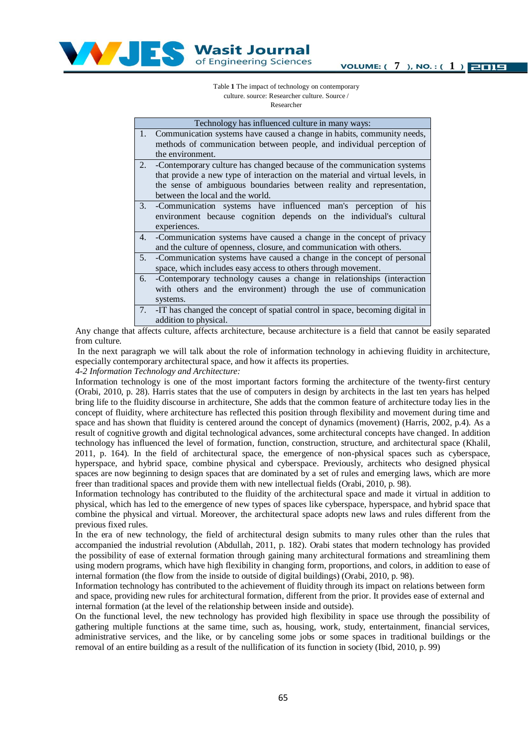Table **1** The impact of technology on contemporary culture. source: Researcher culture. Source / Researcher

| Technology has influenced culture in many ways: | |
|---|---|
| 1. | Communication systems have caused a change in habits, community needs, methods of communication between people, and individual perception of the environment. |
| 2. | -Contemporary culture has changed because of the communication systems that provide a new type of interaction on the material and virtual levels, in the sense of ambiguous boundaries between reality and representation, between the local and the world. |
| 3. | -Communication systems have influenced man's perception of his environment because cognition depends on the individual's cultural experiences. |
| 4. | -Communication systems have caused a change in the concept of privacy and the culture of openness, closure, and communication with others. |
| 5. | -Communication systems have caused a change in the concept of personal space, which includes easy access to others through movement. |
| 6. | -Contemporary technology causes a change in relationships (interaction with others and the environment) through the use of communication systems. |
| 7. | -IT has changed the concept of spatial control in space, becoming digital in addition to physical. |

Any change that affects culture, affects architecture, because architecture is a field that cannot be easily separated from culture.

In the next paragraph we will talk about the role of information technology in achieving fluidity in architecture, especially contemporary architectural space, and how it affects its properties.

*4-2 Information Technology and Architecture:*

Information technology is one of the most important factors forming the architecture of the twenty-first century (Orabi, 2010, p. 28). Harris states that the use of computers in design by architects in the last ten years has helped bring life to the fluidity discourse in architecture, She adds that the common feature of architecture today lies in the concept of fluidity, where architecture has reflected this position through flexibility and movement during time and space and has shown that fluidity is centered around the concept of dynamics (movement) (Harris, 2002, p.4). As a result of cognitive growth and digital technological advances, some architectural concepts have changed. In addition technology has influenced the level of formation, function, construction, structure, and architectural space (Khalil, 2011, p. 164). In the field of architectural space, the emergence of non-physical spaces such as cyberspace, hyperspace, and hybrid space, combine physical and cyberspace. Previously, architects who designed physical spaces are now beginning to design spaces that are dominated by a set of rules and emerging laws, which are more freer than traditional spaces and provide them with new intellectual fields (Orabi, 2010, p. 98).

Information technology has contributed to the fluidity of the architectural space and made it virtual in addition to physical, which has led to the emergence of new types of spaces like cyberspace, hyperspace, and hybrid space that combine the physical and virtual. Moreover, the architectural space adopts new laws and rules different from the previous fixed rules.

In the era of new technology, the field of architectural design submits to many rules other than the rules that accompanied the industrial revolution (Abdullah, 2011, p. 182). Orabi states that modern technology has provided the possibility of ease of external formation through gaining many architectural formations and streamlining them using modern programs, which have high flexibility in changing form, proportions, and colors, in addition to ease of internal formation (the flow from the inside to outside of digital buildings) (Orabi, 2010, p. 98).

Information technology has contributed to the achievement of fluidity through its impact on relations between form and space, providing new rules for architectural formation, different from the prior. It provides ease of external and internal formation (at the level of the relationship between inside and outside).

On the functional level, the new technology has provided high flexibility in space use through the possibility of gathering multiple functions at the same time, such as, housing, work, study, entertainment, financial services, administrative services, and the like, or by canceling some jobs or some spaces in traditional buildings or the removal of an entire building as a result of the nullification of its function in society (Ibid, 2010, p. 99)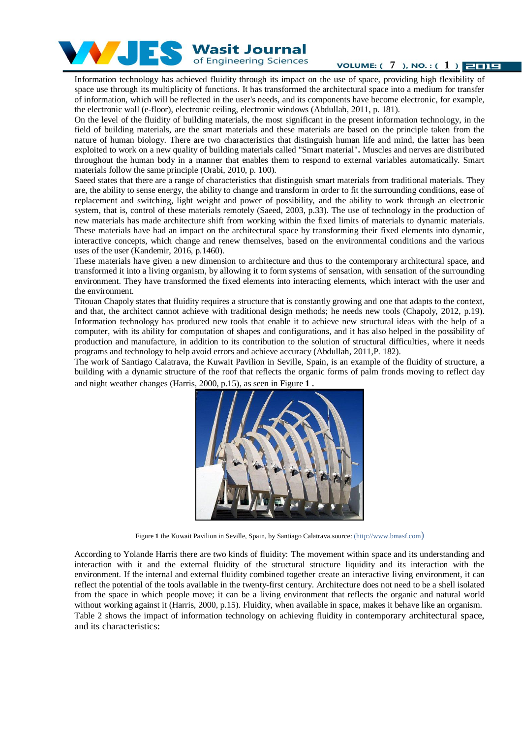Information technology has achieved fluidity through its impact on the use of space, providing high flexibility of space use through its multiplicity of functions. It has transformed the architectural space into a medium for transfer of information, which will be reflected in the user's needs, and its components have become electronic, for example, the electronic wall (e-floor), electronic ceiling, electronic windows (Abdullah, 2011, p. 181).

On the level of the fluidity of building materials, the most significant in the present information technology, in the field of building materials, are the smart materials and these materials are based on the principle taken from the nature of human biology. There are two characteristics that distinguish human life and mind, the latter has been exploited to work on a new quality of building materials called "Smart material"**.** Muscles and nerves are distributed throughout the human body in a manner that enables them to respond to external variables automatically. Smart materials follow the same principle (Orabi, 2010, p. 100).

Saeed states that there are a range of characteristics that distinguish smart materials from traditional materials. They are, the ability to sense energy, the ability to change and transform in order to fit the surrounding conditions, ease of replacement and switching, light weight and power of possibility, and the ability to work through an electronic system, that is, control of these materials remotely (Saeed, 2003, p.33). The use of technology in the production of new materials has made architecture shift from working within the fixed limits of materials to dynamic materials. These materials have had an impact on the architectural space by transforming their fixed elements into dynamic, interactive concepts, which change and renew themselves, based on the environmental conditions and the various uses of the user (Kandemir, 2016, p.1460).

These materials have given a new dimension to architecture and thus to the contemporary architectural space, and transformed it into a living organism, by allowing it to form systems of sensation, with sensation of the surrounding environment. They have transformed the fixed elements into interacting elements, which interact with the user and the environment.

Titouan Chapoly states that fluidity requires a structure that is constantly growing and one that adapts to the context, and that, the architect cannot achieve with traditional design methods; he needs new tools (Chapoly, 2012, p.19). Information technology has produced new tools that enable it to achieve new structural ideas with the help of a computer, with its ability for computation of shapes and configurations, and it has also helped in the possibility of production and manufacture, in addition to its contribution to the solution of structural difficulties, where it needs programs and technology to help avoid errors and achieve accuracy (Abdullah, 2011,P. 182).

The work of Santiago Calatrava, the Kuwait Pavilion in Seville, Spain, is an example of the fluidity of structure, a building with a dynamic structure of the roof that reflects the organic forms of palm fronds moving to reflect day and night weather changes (Harris, 2000, p.15), as seen in Figure **1** .

Figure **1** the Kuwait Pavilion in Seville, Spain, by Santiago Calatrava.source: (http://www.bmasf.com)

According to Yolande Harris there are two kinds of fluidity: The movement within space and its understanding and interaction with it and the external fluidity of the structural structure liquidity and its interaction with the environment. If the internal and external fluidity combined together create an interactive living environment, it can reflect the potential of the tools available in the twenty-first century. Architecture does not need to be a shell isolated from the space in which people move; it can be a living environment that reflects the organic and natural world without working against it (Harris, 2000, p.15). Fluidity, when available in space, makes it behave like an organism.

Table 2 shows the impact of information technology on achieving fluidity in contemporary architectural space, and its characteristics: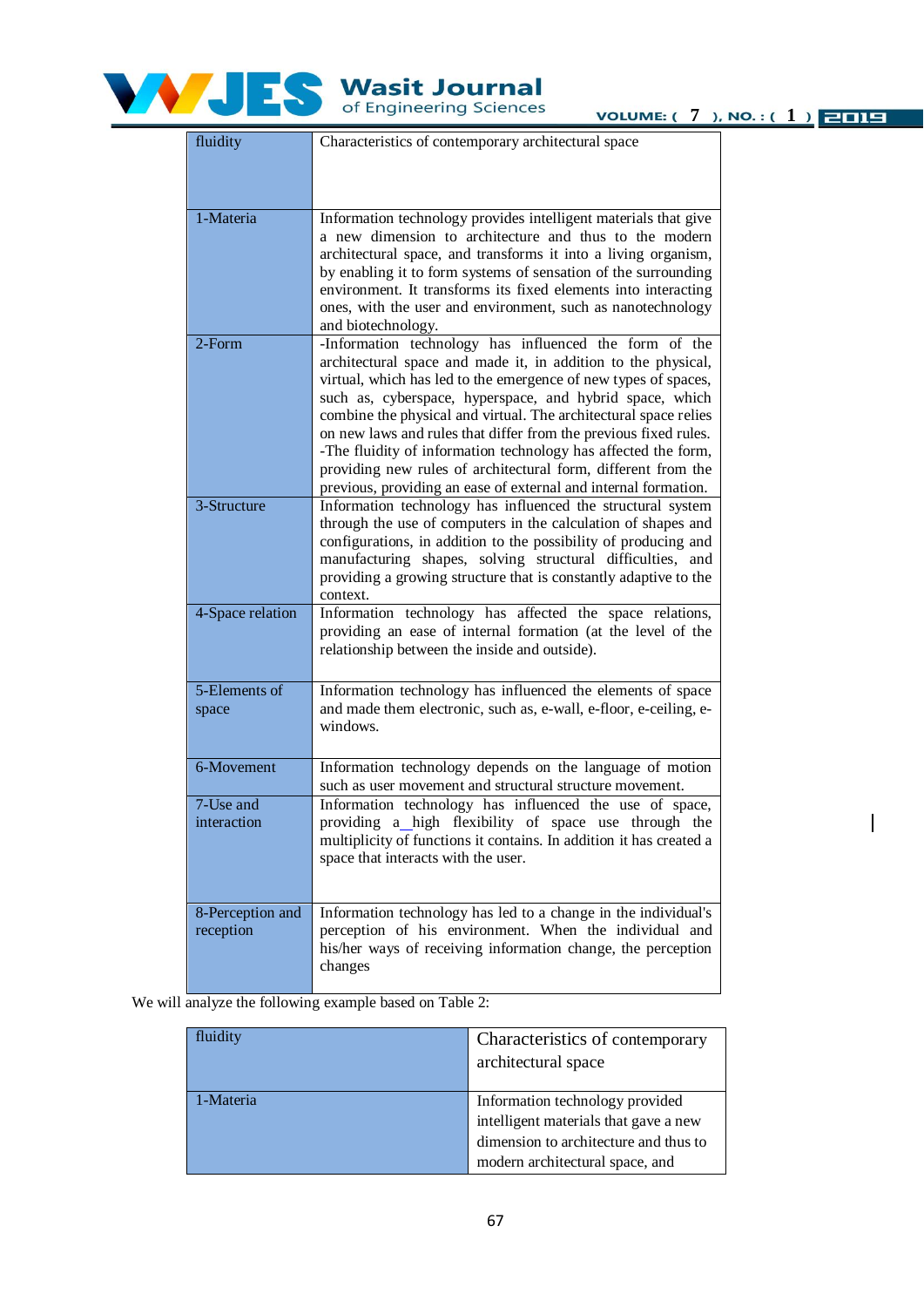| fluidity | Characteristics of contemporary architectural space |
|---|---|
| 1-Materia | Information technology provides intelligent materials that give a new dimension to architecture and thus to the modern architectural space, and transforms it into a living organism, by enabling it to form systems of sensation of the surrounding environment. It transforms its fixed elements into interacting ones, with the user and environment, such as nanotechnology and biotechnology. |
| 2-Form | -Information technology has influenced the form of the architectural space and made it, in addition to the physical, virtual, which has led to the emergence of new types of spaces, such as, cyberspace, hyperspace, and hybrid space, which combine the physical and virtual. The architectural space relies on new laws and rules that differ from the previous fixed rules.<br>-The fluidity of information technology has affected the form, providing new rules of architectural form, different from the previous, providing an ease of external and internal formation. |
| 3-Structure | Information technology has influenced the structural system through the use of computers in the calculation of shapes and configurations, in addition to the possibility of producing and manufacturing shapes, solving structural difficulties, and providing a growing structure that is constantly adaptive to the context. |
| 4-Space relation | Information technology has affected the space relations, providing an ease of internal formation (at the level of the relationship between the inside and outside). |
| 5-Elements of space | Information technology has influenced the elements of space and made them electronic, such as, e-wall, e-floor, e-ceiling, e-windows. |
| 6-Movement | Information technology depends on the language of motion such as user movement and structural structure movement. |
| 7-Use and interaction | Information technology has influenced the use of space, providing a high flexibility of space use through the multiplicity of functions it contains. In addition it has created a space that interacts with the user. |
| 8-Perception and reception | Information technology has led to a change in the individual's perception of his environment. When the individual and his/her ways of receiving information change, the perception changes |

We will analyze the following example based on Table 2:

| fluidity | Characteristics of contemporary architectural space |
|---|---|
| 1-Materia | Information technology provided intelligent materials that gave a new dimension to architecture and thus to modern architectural space, and |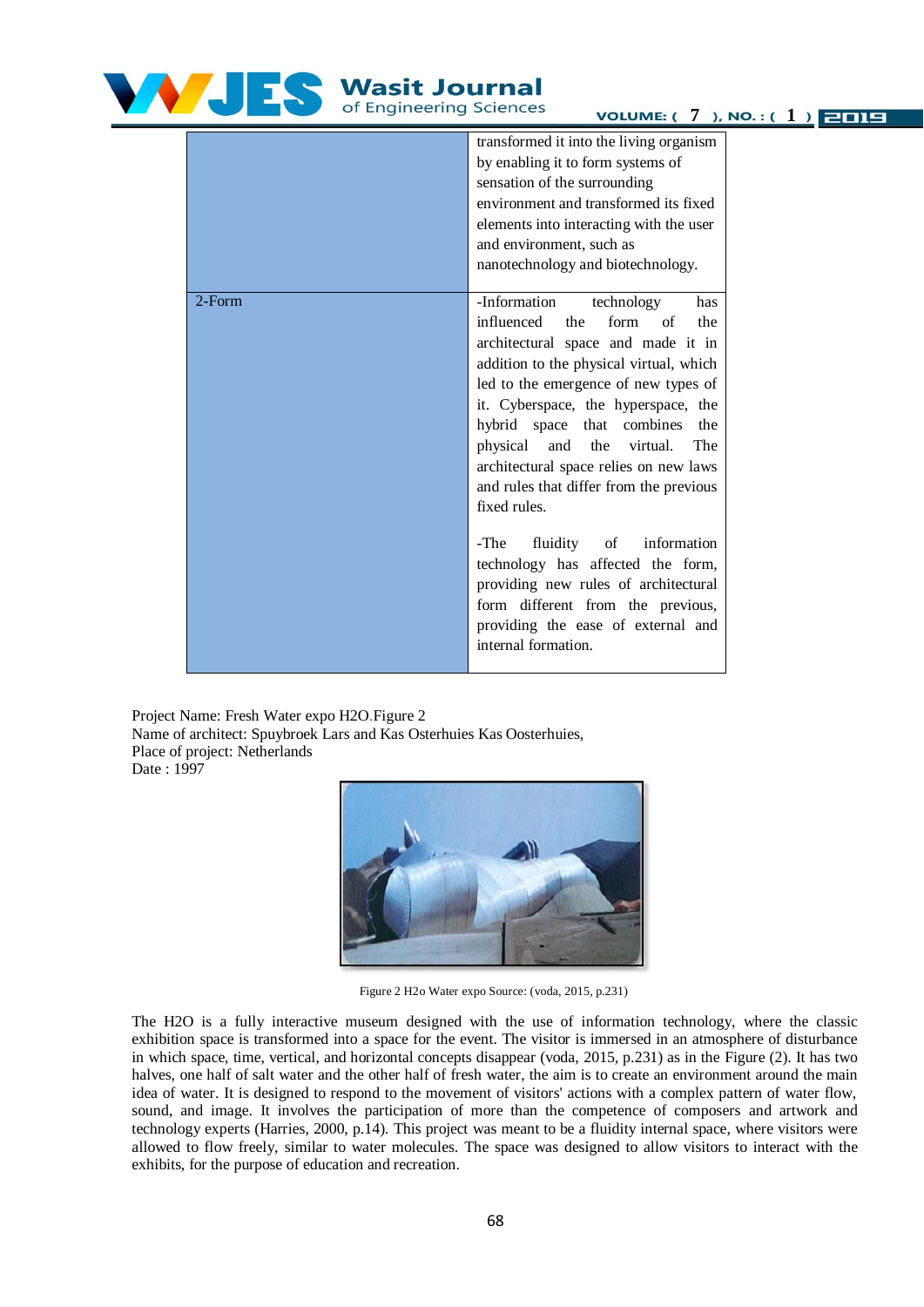| | |
|---|---|
| | transformed it into the living organism by enabling it to form systems of sensation of the surrounding environment and transformed its fixed elements into interacting with the user and environment, such as nanotechnology and biotechnology. |
| 2-Form | -Information technology has influenced the form of the architectural space and made it in addition to the physical virtual, which led to the emergence of new types of it. Cyberspace, the hyperspace, the hybrid space that combines the physical and the virtual. The architectural space relies on new laws and rules that differ from the previous fixed rules.<br><br>-The fluidity of information technology has affected the form, providing new rules of architectural form different from the previous, providing the ease of external and internal formation. |

Project Name: Fresh Water expo H2O.Figure 2
Name of architect: Spuybroek Lars and Kas Osterhuies Kas Oosterhuies,
Place of project: Netherlands
Date : 1997

Figure 2 H2o Water expo Source: (voda, 2015, p.231)

The H2O is a fully interactive museum designed with the use of information technology, where the classic exhibition space is transformed into a space for the event. The visitor is immersed in an atmosphere of disturbance in which space, time, vertical, and horizontal concepts disappear (voda, 2015, p.231) as in the Figure (2). It has two halves, one half of salt water and the other half of fresh water, the aim is to create an environment around the main idea of water. It is designed to respond to the movement of visitors' actions with a complex pattern of water flow, sound, and image. It involves the participation of more than the competence of composers and artwork and technology experts (Harries, 2000, p.14). This project was meant to be a fluidity internal space, where visitors were allowed to flow freely, similar to water molecules. The space was designed to allow visitors to interact with the exhibits, for the purpose of education and recreation.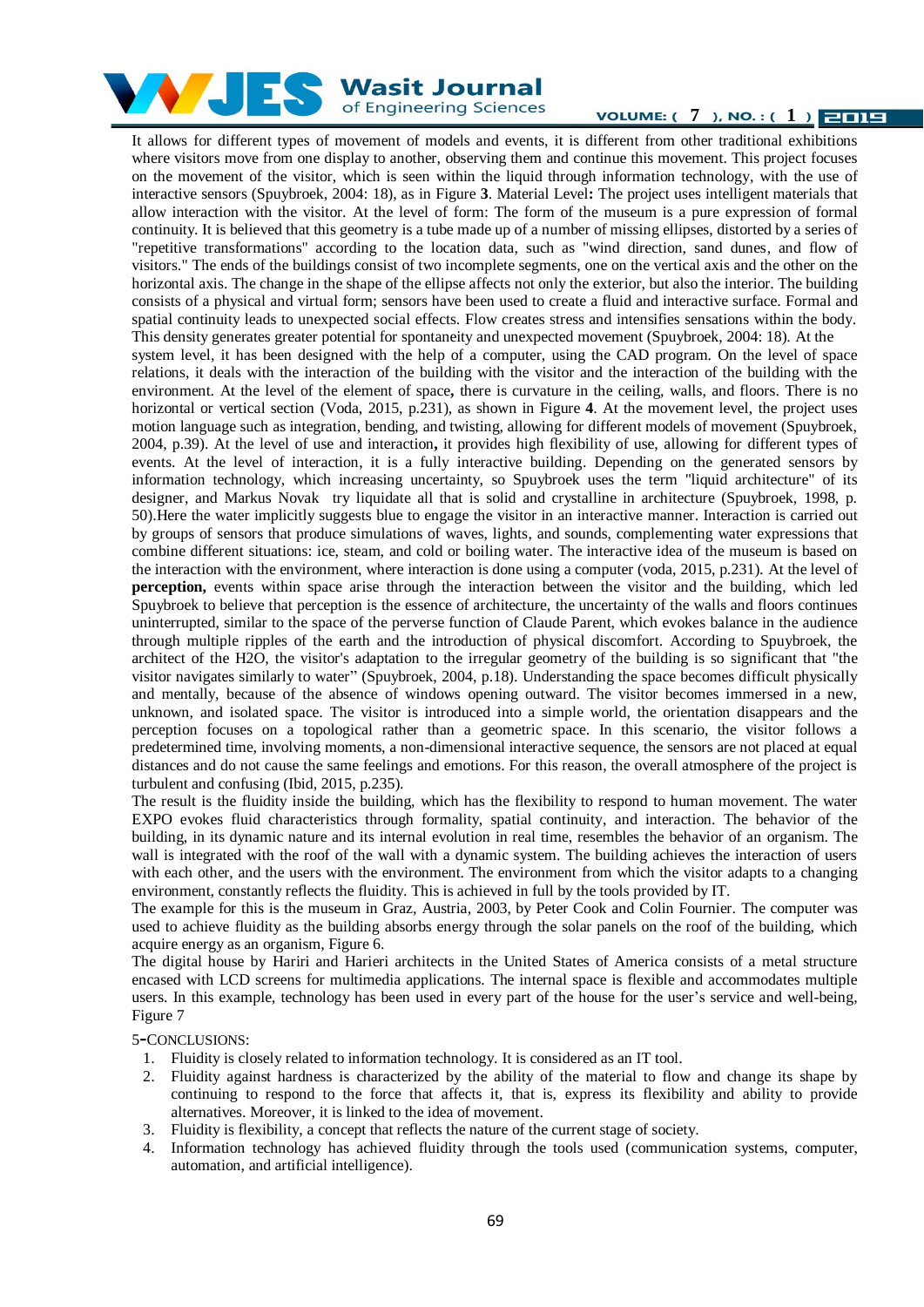It allows for different types of movement of models and events, it is different from other traditional exhibitions where visitors move from one display to another, observing them and continue this movement. This project focuses on the movement of the visitor, which is seen within the liquid through information technology, with the use of interactive sensors (Spuybroek, 2004: 18), as in Figure **3**. Material Level**:** The project uses intelligent materials that allow interaction with the visitor. At the level of form: The form of the museum is a pure expression of formal continuity. It is believed that this geometry is a tube made up of a number of missing ellipses, distorted by a series of "repetitive transformations" according to the location data, such as "wind direction, sand dunes, and flow of visitors." The ends of the buildings consist of two incomplete segments, one on the vertical axis and the other on the horizontal axis. The change in the shape of the ellipse affects not only the exterior, but also the interior. The building consists of a physical and virtual form; sensors have been used to create a fluid and interactive surface. Formal and spatial continuity leads to unexpected social effects. Flow creates stress and intensifies sensations within the body. This density generates greater potential for spontaneity and unexpected movement (Spuybroek, 2004: 18). At the system level, it has been designed with the help of a computer, using the CAD program. On the level of space relations, it deals with the interaction of the building with the visitor and the interaction of the building with the environment. At the level of the element of space**,** there is curvature in the ceiling, walls, and floors. There is no horizontal or vertical section (Voda, 2015, p.231), as shown in Figure **4**. At the movement level, the project uses motion language such as integration, bending, and twisting, allowing for different models of movement (Spuybroek, 2004, p.39). At the level of use and interaction**,** it provides high flexibility of use, allowing for different types of events. At the level of interaction, it is a fully interactive building. Depending on the generated sensors by information technology, which increasing uncertainty, so Spuybroek uses the term "liquid architecture" of its designer, and Markus Novak try liquidate all that is solid and crystalline in architecture (Spuybroek, 1998, p. 50).Here the water implicitly suggests blue to engage the visitor in an interactive manner. Interaction is carried out by groups of sensors that produce simulations of waves, lights, and sounds, complementing water expressions that combine different situations: ice, steam, and cold or boiling water. The interactive idea of the museum is based on the interaction with the environment, where interaction is done using a computer (voda, 2015, p.231). At the level of **perception,** events within space arise through the interaction between the visitor and the building, which led Spuybroek to believe that perception is the essence of architecture, the uncertainty of the walls and floors continues uninterrupted, similar to the space of the perverse function of Claude Parent, which evokes balance in the audience through multiple ripples of the earth and the introduction of physical discomfort. According to Spuybroek, the architect of the H2O, the visitor's adaptation to the irregular geometry of the building is so significant that "the visitor navigates similarly to water" (Spuybroek, 2004, p.18). Understanding the space becomes difficult physically and mentally, because of the absence of windows opening outward. The visitor becomes immersed in a new, unknown, and isolated space. The visitor is introduced into a simple world, the orientation disappears and the perception focuses on a topological rather than a geometric space. In this scenario, the visitor follows a predetermined time, involving moments, a non-dimensional interactive sequence, the sensors are not placed at equal distances and do not cause the same feelings and emotions. For this reason, the overall atmosphere of the project is turbulent and confusing (Ibid, 2015, p.235).

The result is the fluidity inside the building, which has the flexibility to respond to human movement. The water EXPO evokes fluid characteristics through formality, spatial continuity, and interaction. The behavior of the building, in its dynamic nature and its internal evolution in real time, resembles the behavior of an organism. The wall is integrated with the roof of the wall with a dynamic system. The building achieves the interaction of users with each other, and the users with the environment. The environment from which the visitor adapts to a changing environment, constantly reflects the fluidity. This is achieved in full by the tools provided by IT.

The example for this is the museum in Graz, Austria, 2003, by Peter Cook and Colin Fournier. The computer was used to achieve fluidity as the building absorbs energy through the solar panels on the roof of the building, which acquire energy as an organism, Figure 6.

The digital house by Hariri and Harieri architects in the United States of America consists of a metal structure encased with LCD screens for multimedia applications. The internal space is flexible and accommodates multiple users. In this example, technology has been used in every part of the house for the user's service and well-being, Figure 7

## 5-CONCLUSIONS:

1. Fluidity is closely related to information technology. It is considered as an IT tool.
2. Fluidity against hardness is characterized by the ability of the material to flow and change its shape by continuing to respond to the force that affects it, that is, express its flexibility and ability to provide alternatives. Moreover, it is linked to the idea of movement.
3. Fluidity is flexibility, a concept that reflects the nature of the current stage of society.
4. Information technology has achieved fluidity through the tools used (communication systems, computer, automation, and artificial intelligence).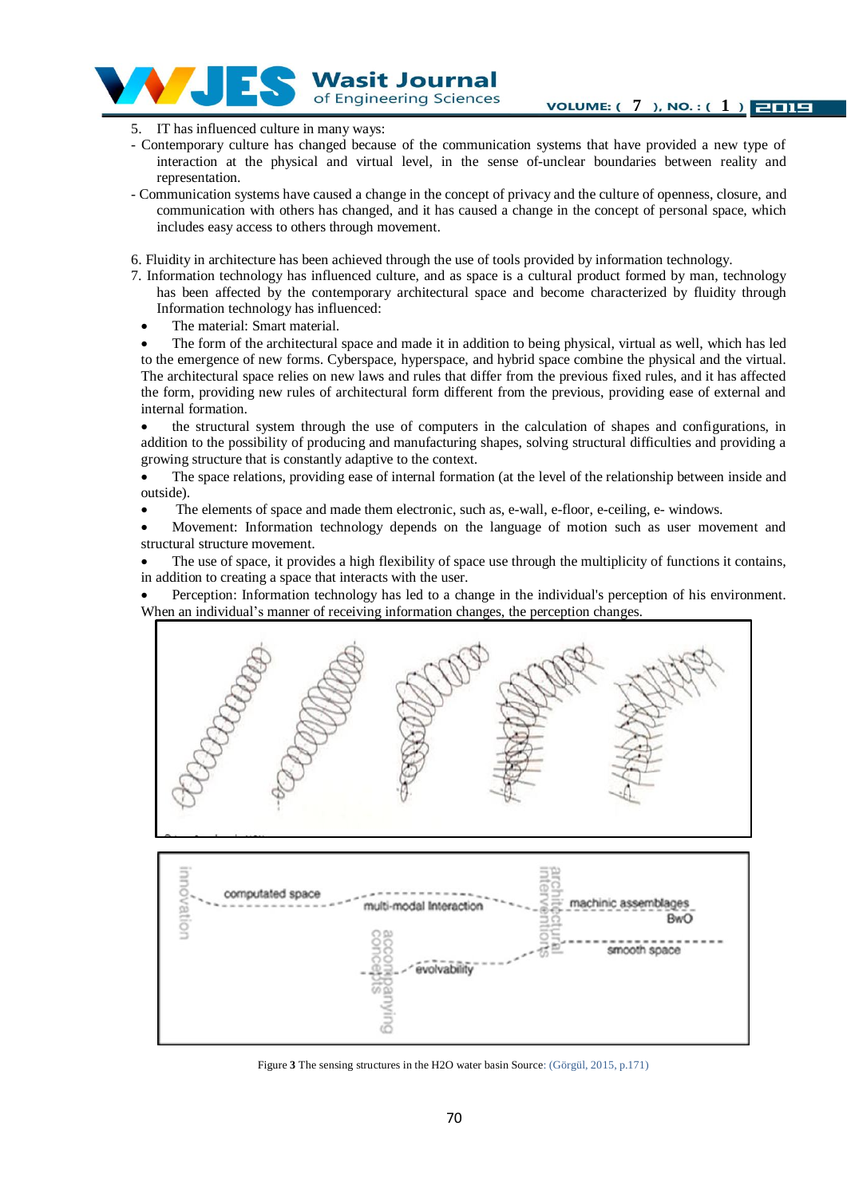5. IT has influenced culture in many ways:

- Contemporary culture has changed because of the communication systems that have provided a new type of interaction at the physical and virtual level, in the sense of-unclear boundaries between reality and representation.
- Communication systems have caused a change in the concept of privacy and the culture of openness, closure, and communication with others has changed, and it has caused a change in the concept of personal space, which includes easy access to others through movement.

6. Fluidity in architecture has been achieved through the use of tools provided by information technology.

7. Information technology has influenced culture, and as space is a cultural product formed by man, technology has been affected by the contemporary architectural space and become characterized by fluidity through Information technology has influenced:

- The material: Smart material.
- The form of the architectural space and made it in addition to being physical, virtual as well, which has led to the emergence of new forms. Cyberspace, hyperspace, and hybrid space combine the physical and the virtual. The architectural space relies on new laws and rules that differ from the previous fixed rules, and it has affected the form, providing new rules of architectural form different from the previous, providing ease of external and internal formation.
- the structural system through the use of computers in the calculation of shapes and configurations, in addition to the possibility of producing and manufacturing shapes, solving structural difficulties and providing a growing structure that is constantly adaptive to the context.
- The space relations, providing ease of internal formation (at the level of the relationship between inside and outside).
- The elements of space and made them electronic, such as, e-wall, e-floor, e-ceiling, e- windows.
- Movement: Information technology depends on the language of motion such as user movement and structural structure movement.
- The use of space, it provides a high flexibility of space use through the multiplicity of functions it contains, in addition to creating a space that interacts with the user.
- Perception: Information technology has led to a change in the individual's perception of his environment. When an individual's manner of receiving information changes, the perception changes.

**Figure 3** The sensing structures in the H2O water basin Source: (Görgül, 2015, p.171)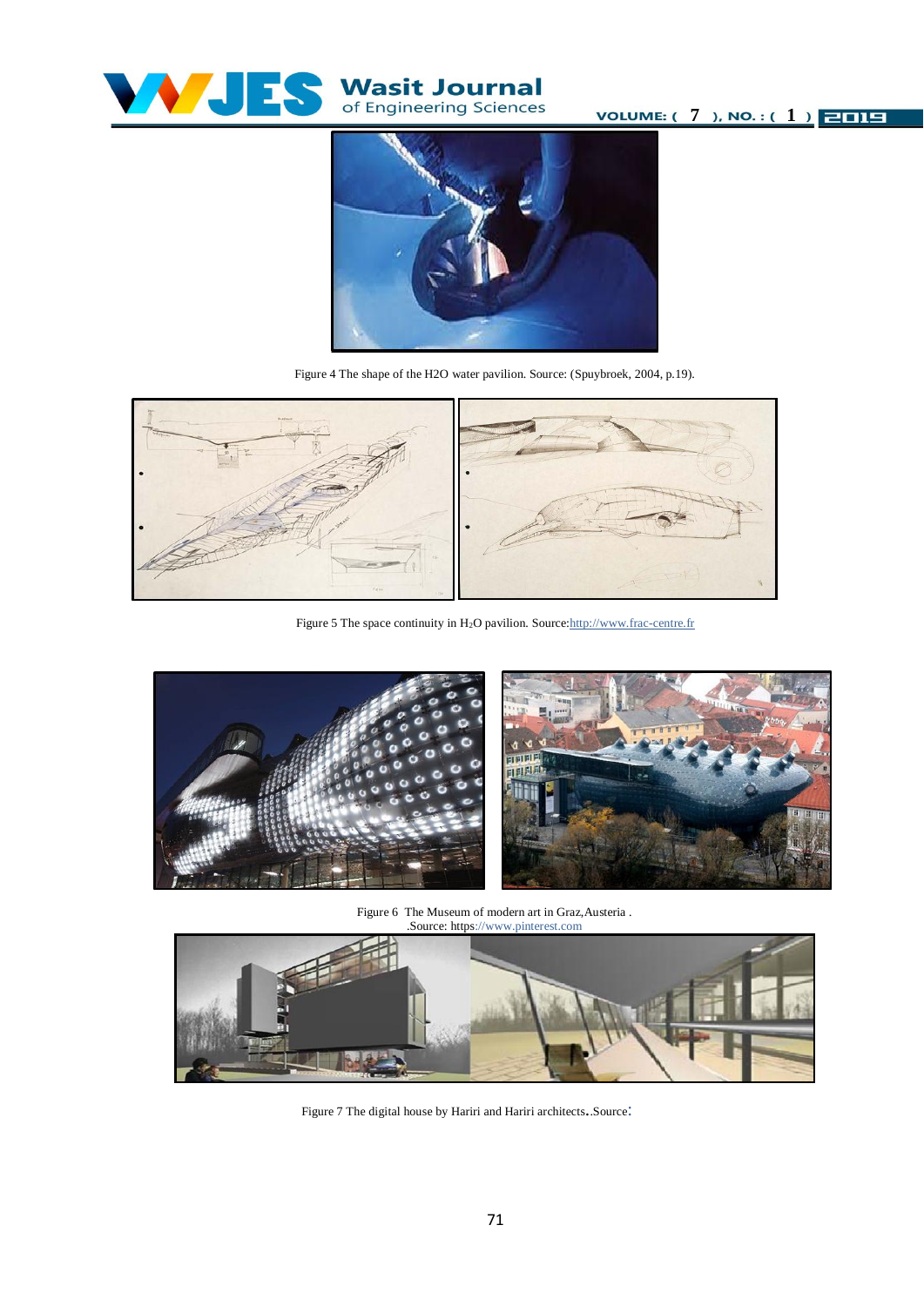Figure 4 The shape of the H2O water pavilion. Source: (Spuybroek, 2004, p.19).

Figure 5 The space continuity in $H_2O$ pavilion. Source:http://www.frac-centre.fr

Figure 6 The Museum of modern art in Graz,Austria .
.Source: https://www.pinterest.com

Figure 7 The digital house by Hariri and Hariri architects..Source: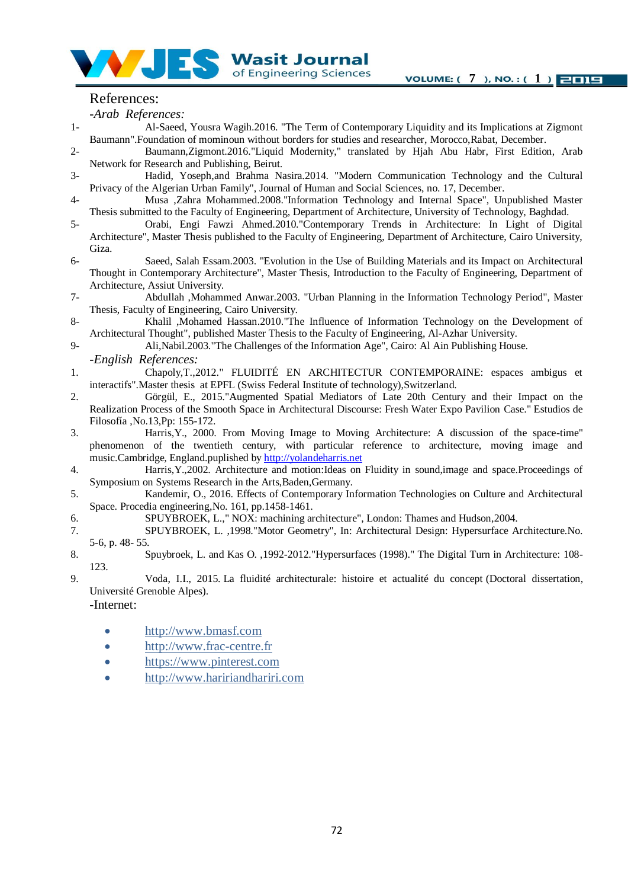## References:

*-Arab References:*

1- Al-Saeed, Yousra Wagih.2016. "The Term of Contemporary Liquidity and its Implications at Zigmont Baumann".Foundation of mominoun without borders for studies and researcher, Morocco,Rabat, December.

2- Baumann,Zigmont.2016."Liquid Modernity," translated by Hjah Abu Habr, First Edition, Arab Network for Research and Publishing, Beirut.

3- Hadid, Yoseph,and Brahma Nasira.2014. "Modern Communication Technology and the Cultural Privacy of the Algerian Urban Family", Journal of Human and Social Sciences, no. 17, December.

4- Musa ,Zahra Mohammed.2008."Information Technology and Internal Space", Unpublished Master Thesis submitted to the Faculty of Engineering, Department of Architecture, University of Technology, Baghdad.

5- Orabi, Engi Fawzi Ahmed.2010."Contemporary Trends in Architecture: In Light of Digital Architecture", Master Thesis published to the Faculty of Engineering, Department of Architecture, Cairo University, Giza.

6- Saeed, Salah Essam.2003. "Evolution in the Use of Building Materials and its Impact on Architectural Thought in Contemporary Architecture", Master Thesis, Introduction to the Faculty of Engineering, Department of Architecture, Assiut University.

7- Abdullah ,Mohammed Anwar.2003. "Urban Planning in the Information Technology Period", Master Thesis, Faculty of Engineering, Cairo University.

8- Khalil ,Mohamed Hassan.2010."The Influence of Information Technology on the Development of Architectural Thought", published Master Thesis to the Faculty of Engineering, Al-Azhar University.

9- Ali,Nabil.2003."The Challenges of the Information Age", Cairo: Al Ain Publishing House.

*-English References:*

1. Chapoly,T.,2012." FLUIDITÉ EN ARCHITECTUR CONTEMPORAINE: espaces ambigus et interactifs".Master thesis at EPFL (Swiss Federal Institute of technology),Switzerland.
2. Görgül, E., 2015."Augmented Spatial Mediators of Late 20th Century and their Impact on the Realization Process of the Smooth Space in Architectural Discourse: Fresh Water Expo Pavilion Case." Estudios de Filosofía ,No.13,Pp: 155-172.
3. Harris,Y., 2000. From Moving Image to Moving Architecture: A discussion of the space-time" phenomenon of the twentieth century, with particular reference to architecture, moving image and music.Cambridge, England.puplished by http://yolandeharris.net
4. Harris,Y.,2002. Architecture and motion:Ideas on Fluidity in sound,image and space.Proceedings of Symposium on Systems Research in the Arts,Baden,Germany.
5. Kandemir, O., 2016. Effects of Contemporary Information Technologies on Culture and Architectural Space. Procedia engineering,No. 161, pp.1458-1461.
6. SPUYBROEK, L.," NOX: machining architecture", London: Thames and Hudson,2004.
7. SPUYBROEK, L. ,1998."Motor Geometry", In: Architectural Design: Hypersurface Architecture.No. 5-6, p. 48- 55.
8. Spuybroek, L. and Kas O. ,1992-2012."Hypersurfaces (1998)." The Digital Turn in Architecture: 108-123.
9. Voda, I.I., 2015. La fluidité architecturale: histoire et actualité du concept (Doctoral dissertation, Université Grenoble Alpes).

-Internet:

- http://www.bmasf.com
- http://www.frac-centre.fr
- https://www.pinterest.com
- http://www.haririandhariri.com